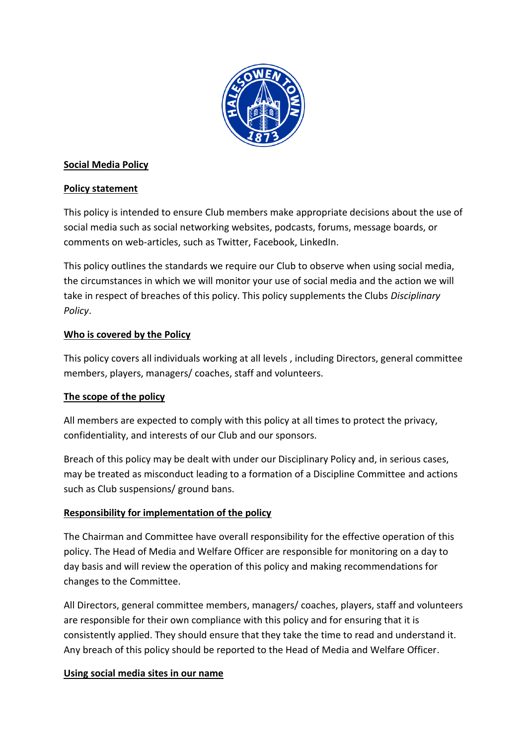## Social Media Policy

### Policy statement

This policy is intended to ensure Club members make appropriate decisions about the use of social media such as social networking websites, podcasts, forums, message boards, or comments on web-articles, such as Twitter, Facebook, LinkedIn.

This policy outlines the standards we require our Club to observe when using social media, the circumstances in which we will monitor your use of social media and the action we will take in respect of breaches of this policy. This policy supplements the Clubs *Disciplinary Policy*.

### Who is covered by the Policy

This policy covers all individuals working at all levels , including Directors, general committee members, players, managers/ coaches, staff and volunteers.

### The scope of the policy

All members are expected to comply with this policy at all times to protect the privacy, confidentiality, and interests of our Club and our sponsors.

Breach of this policy may be dealt with under our Disciplinary Policy and, in serious cases, may be treated as misconduct leading to a formation of a Discipline Committee and actions such as Club suspensions/ ground bans.

### Responsibility for implementation of the policy

The Chairman and Committee have overall responsibility for the effective operation of this policy. The Head of Media and Welfare Officer are responsible for monitoring on a day to day basis and will review the operation of this policy and making recommendations for changes to the Committee.

All Directors, general committee members, managers/ coaches, players, staff and volunteers are responsible for their own compliance with this policy and for ensuring that it is consistently applied. They should ensure that they take the time to read and understand it. Any breach of this policy should be reported to the Head of Media and Welfare Officer.

### Using social media sites in our name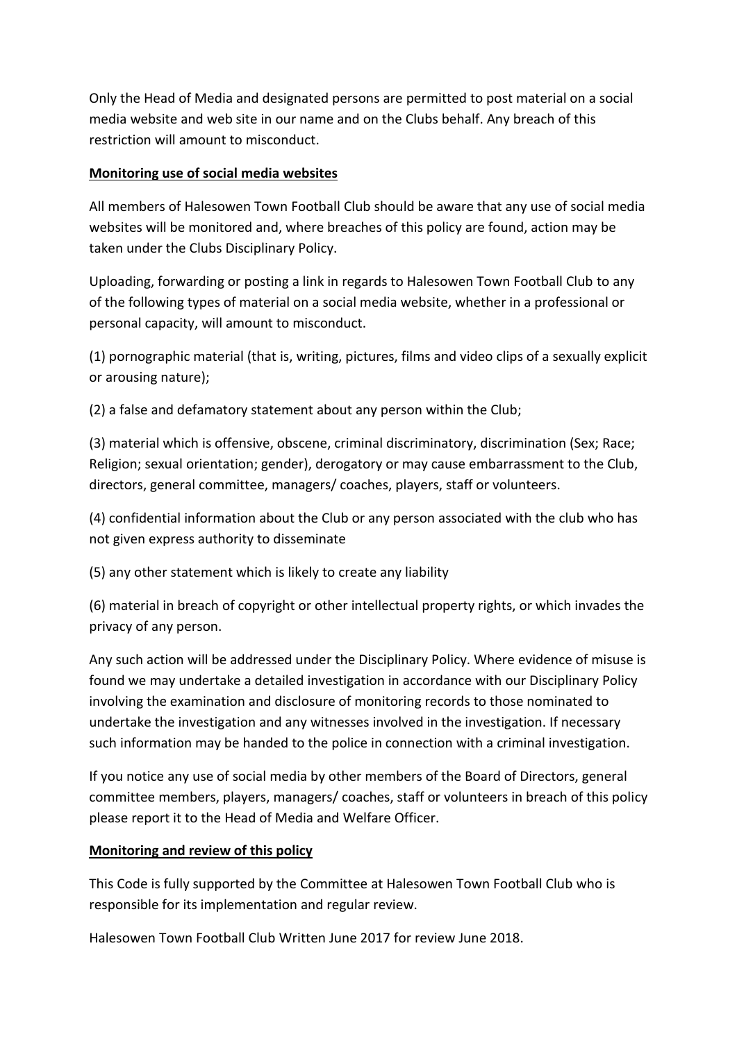Only the Head of Media and designated persons are permitted to post material on a social media website and web site in our name and on the Clubs behalf. Any breach of this restriction will amount to misconduct.

**Monitoring use of social media websites**

All members of Halesowen Town Football Club should be aware that any use of social media websites will be monitored and, where breaches of this policy are found, action may be taken under the Clubs Disciplinary Policy.

Uploading, forwarding or posting a link in regards to Halesowen Town Football Club to any of the following types of material on a social media website, whether in a professional or personal capacity, will amount to misconduct.

(1) pornographic material (that is, writing, pictures, films and video clips of a sexually explicit or arousing nature);

(2) a false and defamatory statement about any person within the Club;

(3) material which is offensive, obscene, criminal discriminatory, discrimination (Sex; Race; Religion; sexual orientation; gender), derogatory or may cause embarrassment to the Club, directors, general committee, managers/ coaches, players, staff or volunteers.

(4) confidential information about the Club or any person associated with the club who has not given express authority to disseminate

(5) any other statement which is likely to create any liability

(6) material in breach of copyright or other intellectual property rights, or which invades the privacy of any person.

Any such action will be addressed under the Disciplinary Policy. Where evidence of misuse is found we may undertake a detailed investigation in accordance with our Disciplinary Policy involving the examination and disclosure of monitoring records to those nominated to undertake the investigation and any witnesses involved in the investigation. If necessary such information may be handed to the police in connection with a criminal investigation.

If you notice any use of social media by other members of the Board of Directors, general committee members, players, managers/ coaches, staff or volunteers in breach of this policy please report it to the Head of Media and Welfare Officer.

**Monitoring and review of this policy**

This Code is fully supported by the Committee at Halesowen Town Football Club who is responsible for its implementation and regular review.

Halesowen Town Football Club Written June 2017 for review June 2018.